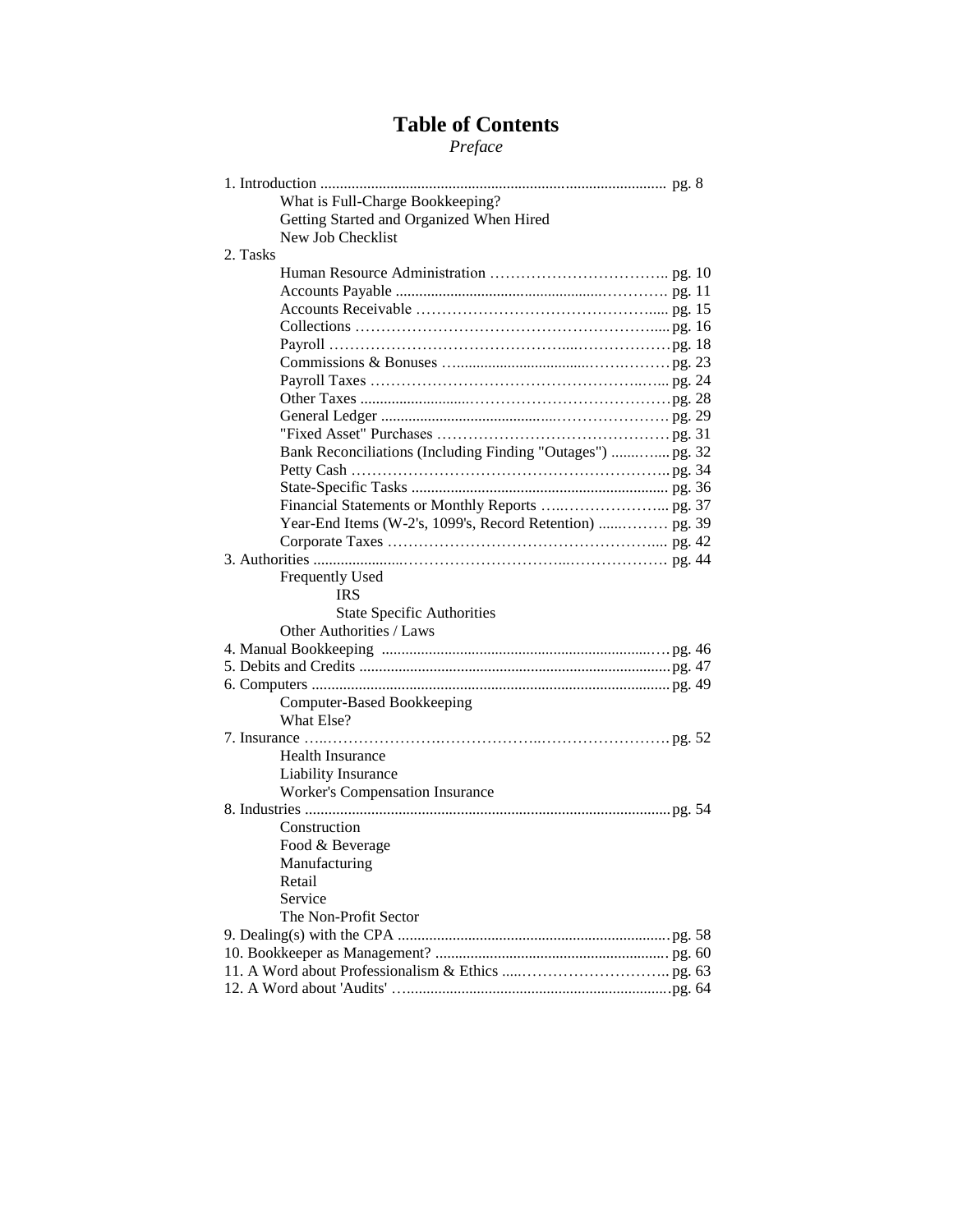# Table of Contents

*Preface*

1. Introduction ........................................................................................ pg. 8
    - What is Full-Charge Bookkeeping?
    - Getting Started and Organized When Hired
    - New Job Checklist
2. Tasks
    - Human Resource Administration …………………………….. pg. 10
    - Accounts Payable ……………………………………………. pg. 11
    - Accounts Receivable ………………………………………….. pg. 15
    - Collections …………………………………………………….. pg. 16
    - Payroll ……………………………………………………………pg. 18
    - Commissions & Bonuses ………………………………………pg. 23
    - Payroll Taxes ……………………………………………………pg. 24
    - Other Taxes ………………………………………………………pg. 28
    - General Ledger …………………………………………………. pg. 29
    - "Fixed Asset" Purchases ……………………………………… pg. 31
    - Bank Reconciliations (Including Finding "Outages") ............. pg. 32
    - Petty Cash ………………………………………………………. pg. 34
    - State-Specific Tasks ................................................................. pg. 36
    - Financial Statements or Monthly Reports …………………... pg. 37
    - Year-End Items (W-2's, 1099's, Record Retention) ............... pg. 39
    - Corporate Taxes ………………………………………………... pg. 42
3. Authorities ……………………………………………………………… pg. 44
    - Frequently Used
        - IRS
        - State Specific Authorities
    - Other Authorities / Laws
4. Manual Bookkeeping ........................................................................ pg. 46
5. Debits and Credits ............................................................................ pg. 47
6. Computers ......................................................................................... pg. 49
    - Computer-Based Bookkeeping
    - What Else?
7. Insurance ……………………………………………………………… pg. 52
    - Health Insurance
    - Liability Insurance
    - Worker's Compensation Insurance
8. Industries ........................................................................................... pg. 54
    - Construction
    - Food & Beverage
    - Manufacturing
    - Retail
    - Service
    - The Non-Profit Sector
9. Dealing(s) with the CPA ..................................................................... pg. 58
10. Bookkeeper as Management? ........................................................... pg. 60
11. A Word about Professionalism & Ethics ………………………….. pg. 63
12. A Word about 'Audits' ……………………………………………….. pg. 64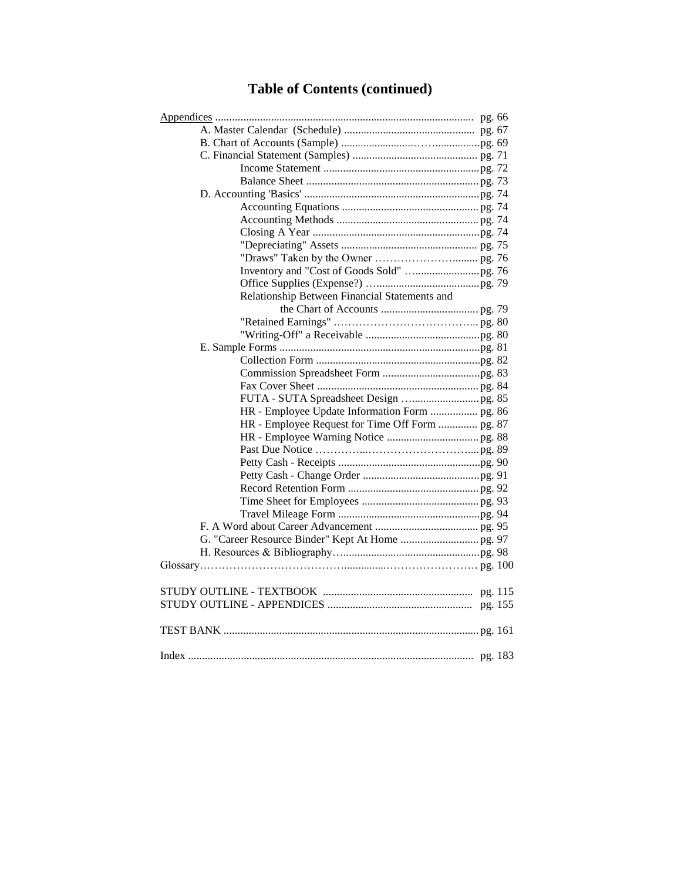# Table of Contents (continued)

Appendices ........................................................................................... pg. 66

- A. Master Calendar (Schedule) ............................................... pg. 67
- B. Chart of Accounts (Sample) ............................................... pg. 69
- C. Financial Statement (Samples) ............................................ pg. 71
  - Income Statement ........................................................ pg. 72
  - Balance Sheet ............................................................. pg. 73
- D. Accounting 'Basics' .............................................................. pg. 74
  - Accounting Equations ................................................ pg. 74
  - Accounting Methods ................................................... pg. 74
  - Closing A Year ........................................................... pg. 74
  - "Depreciating" Assets ................................................. pg. 75
  - "Draws" Taken by the Owner ........................................ pg. 76
  - Inventory and "Cost of Goods Sold" ............................. pg. 76
  - Office Supplies (Expense?) ........................................... pg. 79
  - Relationship Between Financial Statements and the Chart of Accounts ................................... pg. 79
  - "Retained Earnings" .................................................... pg. 80
  - "Writing-Off" a Receivable ........................................... pg. 80
- E. Sample Forms ....................................................................... pg. 81
  - Collection Form ........................................................... pg. 82
  - Commission Spreadsheet Form .................................... pg. 83
  - Fax Cover Sheet .......................................................... pg. 84
  - FUTA - SUTA Spreadsheet Design ............................... pg. 85
  - HR - Employee Update Information Form ..................... pg. 86
  - HR - Employee Request for Time Off Form .................. pg. 87
  - HR - Employee Warning Notice .................................... pg. 88
  - Past Due Notice ........................................................... pg. 89
  - Petty Cash - Receipts ................................................... pg. 90
  - Petty Cash - Change Order ........................................... pg. 91
  - Record Retention Form ................................................ pg. 92
  - Time Sheet for Employees ........................................... pg. 93
  - Travel Mileage Form .................................................... pg. 94
- F. A Word about Career Advancement ..................................... pg. 95
- G. "Career Resource Binder" Kept At Home ............................ pg. 97
- H. Resources & Bibliography .................................................. pg. 98

Glossary ................................................................................................ pg. 100

STUDY OUTLINE - TEXTBOOK ..................................................... pg. 115

STUDY OUTLINE - APPENDICES .................................................... pg. 155

TEST BANK ........................................................................................... pg. 161

Index ...................................................................................................... pg. 183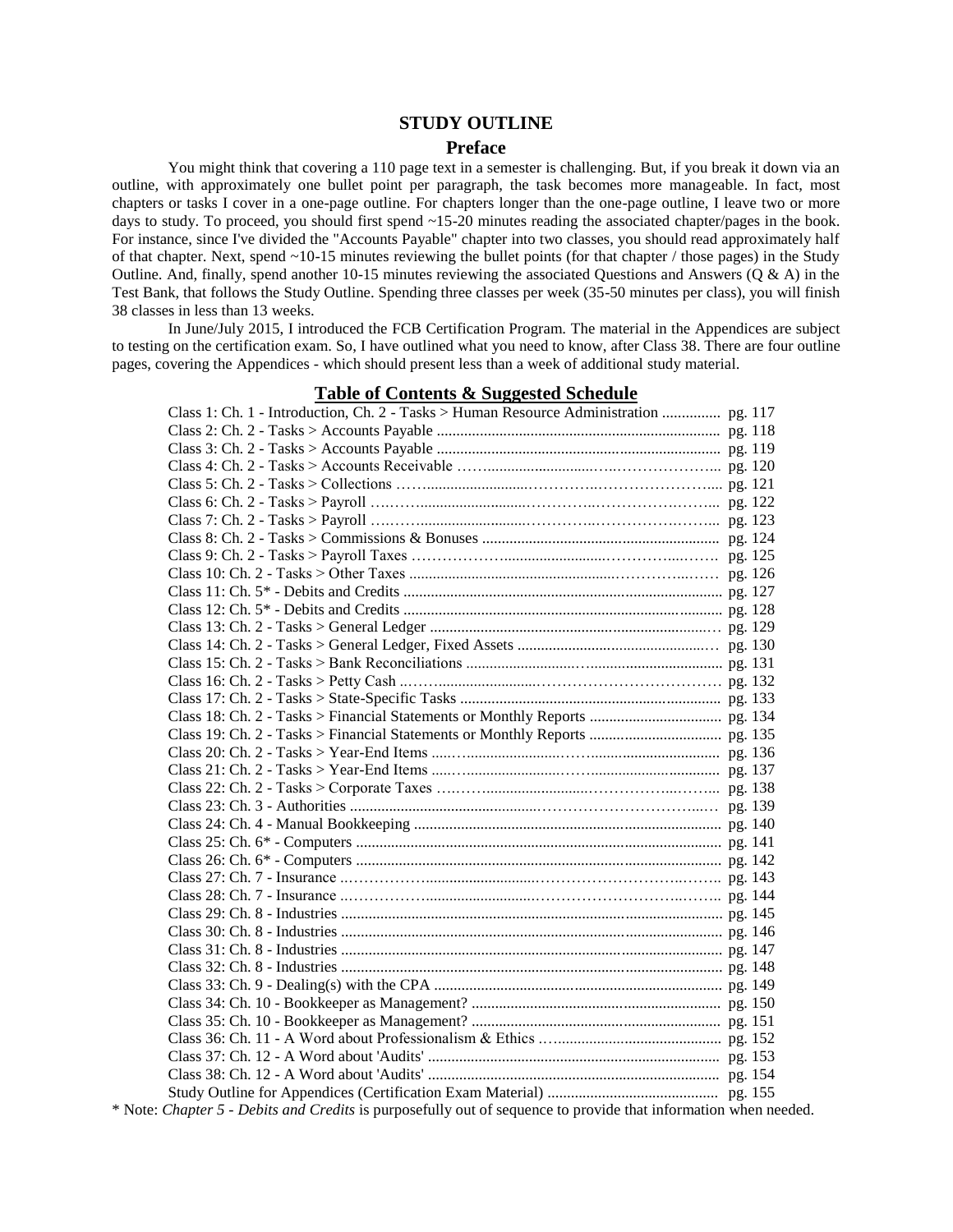# STUDY OUTLINE

## Preface

You might think that covering a 110 page text in a semester is challenging. But, if you break it down via an outline, with approximately one bullet point per paragraph, the task becomes more manageable. In fact, most chapters or tasks I cover in a one-page outline. For chapters longer than the one-page outline, I leave two or more days to study. To proceed, you should first spend ~15-20 minutes reading the associated chapter/pages in the book. For instance, since I've divided the "Accounts Payable" chapter into two classes, you should read approximately half of that chapter. Next, spend ~10-15 minutes reviewing the bullet points (for that chapter / those pages) in the Study Outline. And, finally, spend another 10-15 minutes reviewing the associated Questions and Answers (Q & A) in the Test Bank, that follows the Study Outline. Spending three classes per week (35-50 minutes per class), you will finish 38 classes in less than 13 weeks.

In June/July 2015, I introduced the FCB Certification Program. The material in the Appendices are subject to testing on the certification exam. So, I have outlined what you need to know, after Class 38. There are four outline pages, covering the Appendices - which should present less than a week of additional study material.

### Table of Contents & Suggested Schedule

| Class | Page |
|---|---|
| Class 1: Ch. 1 - Introduction, Ch. 2 - Tasks > Human Resource Administration | pg. 117 |
| Class 2: Ch. 2 - Tasks > Accounts Payable | pg. 118 |
| Class 3: Ch. 2 - Tasks > Accounts Payable | pg. 119 |
| Class 4: Ch. 2 - Tasks > Accounts Receivable | pg. 120 |
| Class 5: Ch. 2 - Tasks > Collections | pg. 121 |
| Class 6: Ch. 2 - Tasks > Payroll | pg. 122 |
| Class 7: Ch. 2 - Tasks > Payroll | pg. 123 |
| Class 8: Ch. 2 - Tasks > Commissions & Bonuses | pg. 124 |
| Class 9: Ch. 2 - Tasks > Payroll Taxes | pg. 125 |
| Class 10: Ch. 2 - Tasks > Other Taxes | pg. 126 |
| Class 11: Ch. 5* - Debits and Credits | pg. 127 |
| Class 12: Ch. 5* - Debits and Credits | pg. 128 |
| Class 13: Ch. 2 - Tasks > General Ledger | pg. 129 |
| Class 14: Ch. 2 - Tasks > General Ledger, Fixed Assets | pg. 130 |
| Class 15: Ch. 2 - Tasks > Bank Reconciliations | pg. 131 |
| Class 16: Ch. 2 - Tasks > Petty Cash | pg. 132 |
| Class 17: Ch. 2 - Tasks > State-Specific Tasks | pg. 133 |
| Class 18: Ch. 2 - Tasks > Financial Statements or Monthly Reports | pg. 134 |
| Class 19: Ch. 2 - Tasks > Financial Statements or Monthly Reports | pg. 135 |
| Class 20: Ch. 2 - Tasks > Year-End Items | pg. 136 |
| Class 21: Ch. 2 - Tasks > Year-End Items | pg. 137 |
| Class 22: Ch. 2 - Tasks > Corporate Taxes | pg. 138 |
| Class 23: Ch. 3 - Authorities | pg. 139 |
| Class 24: Ch. 4 - Manual Bookkeeping | pg. 140 |
| Class 25: Ch. 6* - Computers | pg. 141 |
| Class 26: Ch. 6* - Computers | pg. 142 |
| Class 27: Ch. 7 - Insurance | pg. 143 |
| Class 28: Ch. 7 - Insurance | pg. 144 |
| Class 29: Ch. 8 - Industries | pg. 145 |
| Class 30: Ch. 8 - Industries | pg. 146 |
| Class 31: Ch. 8 - Industries | pg. 147 |
| Class 32: Ch. 8 - Industries | pg. 148 |
| Class 33: Ch. 9 - Dealing(s) with the CPA | pg. 149 |
| Class 34: Ch. 10 - Bookkeeper as Management? | pg. 150 |
| Class 35: Ch. 10 - Bookkeeper as Management? | pg. 151 |
| Class 36: Ch. 11 - A Word about Professionalism & Ethics | pg. 152 |
| Class 37: Ch. 12 - A Word about 'Audits' | pg. 153 |
| Class 38: Ch. 12 - A Word about 'Audits' | pg. 154 |
| Study Outline for Appendices (Certification Exam Material) | pg. 155 |

* Note: *Chapter 5 - Debits and Credits* is purposefully out of sequence to provide that information when needed.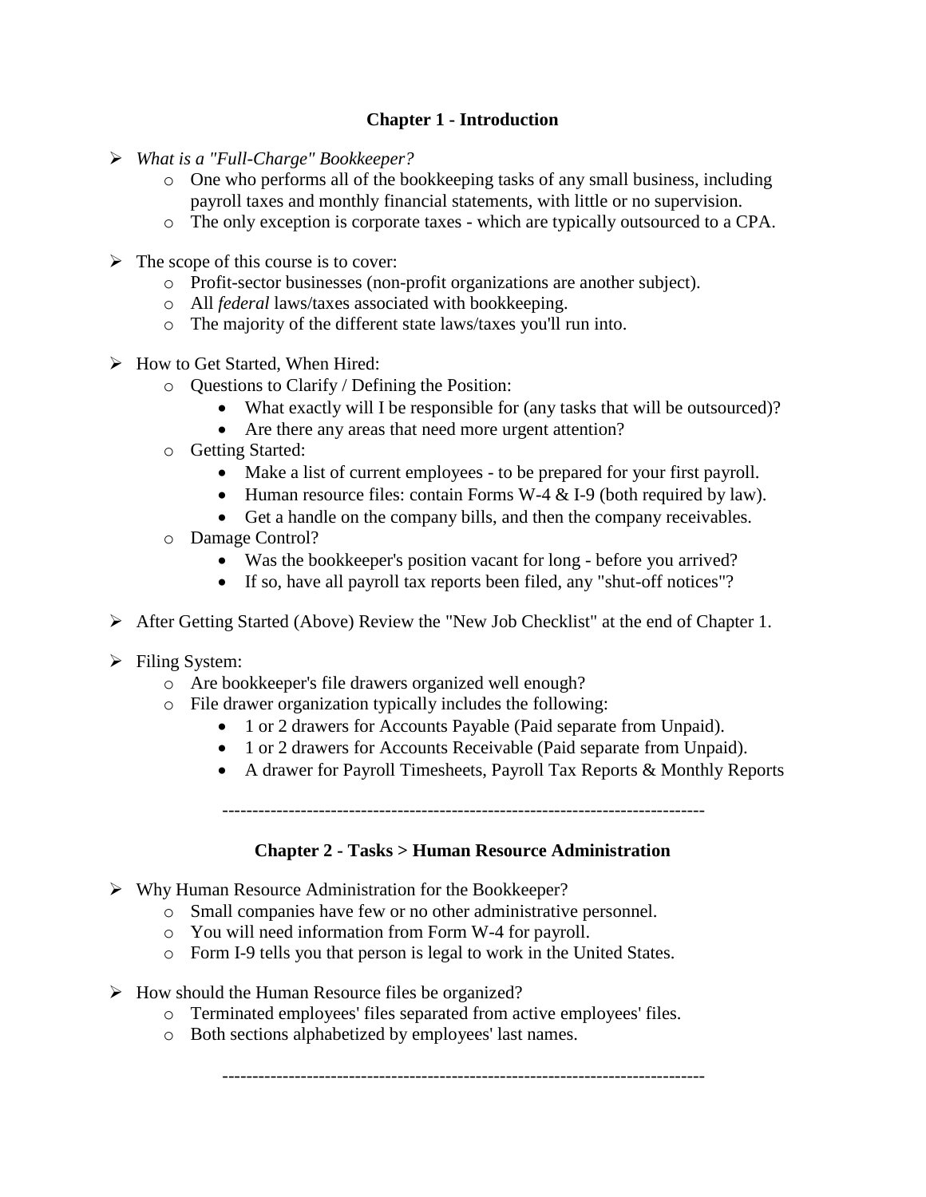## Chapter 1 - Introduction

- *What is a "Full-Charge" Bookkeeper?*
  - One who performs all of the bookkeeping tasks of any small business, including payroll taxes and monthly financial statements, with little or no supervision.
  - The only exception is corporate taxes - which are typically outsourced to a CPA.

- The scope of this course is to cover:
  - Profit-sector businesses (non-profit organizations are another subject).
  - All *federal* laws/taxes associated with bookkeeping.
  - The majority of the different state laws/taxes you'll run into.

- How to Get Started, When Hired:
  - Questions to Clarify / Defining the Position:
    - What exactly will I be responsible for (any tasks that will be outsourced)?
    - Are there any areas that need more urgent attention?
  - Getting Started:
    - Make a list of current employees - to be prepared for your first payroll.
    - Human resource files: contain Forms W-4 & I-9 (both required by law).
    - Get a handle on the company bills, and then the company receivables.
  - Damage Control?
    - Was the bookkeeper's position vacant for long - before you arrived?
    - If so, have all payroll tax reports been filed, any "shut-off notices"?

- After Getting Started (Above) Review the "New Job Checklist" at the end of Chapter 1.

- Filing System:
  - Are bookkeeper's file drawers organized well enough?
  - File drawer organization typically includes the following:
    - 1 or 2 drawers for Accounts Payable (Paid separate from Unpaid).
    - 1 or 2 drawers for Accounts Receivable (Paid separate from Unpaid).
    - A drawer for Payroll Timesheets, Payroll Tax Reports & Monthly Reports

---

## Chapter 2 - Tasks > Human Resource Administration

- Why Human Resource Administration for the Bookkeeper?
  - Small companies have few or no other administrative personnel.
  - You will need information from Form W-4 for payroll.
  - Form I-9 tells you that person is legal to work in the United States.

- How should the Human Resource files be organized?
  - Terminated employees' files separated from active employees' files.
  - Both sections alphabetized by employees' last names.

---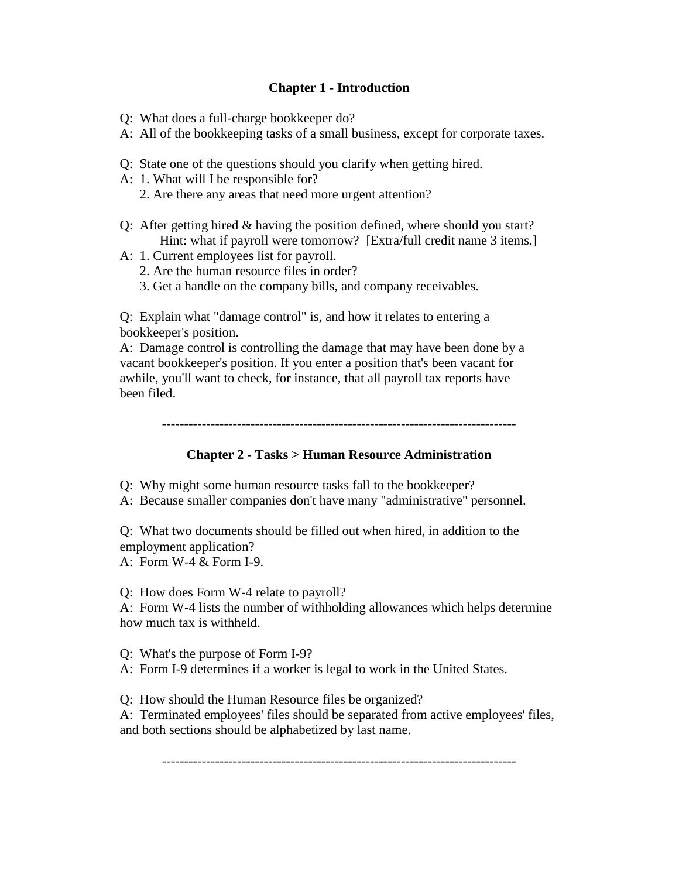## Chapter 1 - Introduction

Q: What does a full-charge bookkeeper do?
A: All of the bookkeeping tasks of a small business, except for corporate taxes.

Q: State one of the questions should you clarify when getting hired.
A: 1. What will I be responsible for?
   2. Are there any areas that need more urgent attention?

Q: After getting hired & having the position defined, where should you start?
   Hint: what if payroll were tomorrow? [Extra/full credit name 3 items.]
A: 1. Current employees list for payroll.
   2. Are the human resource files in order?
   3. Get a handle on the company bills, and company receivables.

Q: Explain what "damage control" is, and how it relates to entering a bookkeeper's position.
A: Damage control is controlling the damage that may have been done by a vacant bookkeeper's position. If you enter a position that's been vacant for awhile, you'll want to check, for instance, that all payroll tax reports have been filed.

--------------------------------------------------------------------------------

## Chapter 2 - Tasks > Human Resource Administration

Q: Why might some human resource tasks fall to the bookkeeper?
A: Because smaller companies don't have many "administrative" personnel.

Q: What two documents should be filled out when hired, in addition to the employment application?
A: Form W-4 & Form I-9.

Q: How does Form W-4 relate to payroll?
A: Form W-4 lists the number of withholding allowances which helps determine how much tax is withheld.

Q: What's the purpose of Form I-9?
A: Form I-9 determines if a worker is legal to work in the United States.

Q: How should the Human Resource files be organized?
A: Terminated employees' files should be separated from active employees' files, and both sections should be alphabetized by last name.

--------------------------------------------------------------------------------